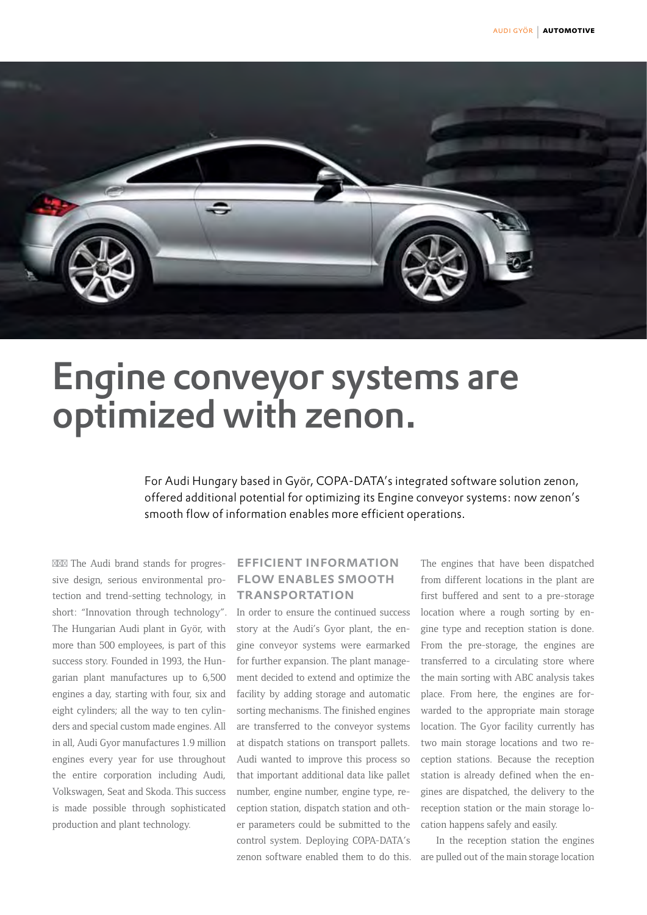# Engine conveyor systems are optimized with zenon.

For Audi Hungary based in Györ, COPA-DATA's integrated software solution zenon, offered additional potential for optimizing its Engine conveyor systems: now zenon's smooth flow of information enables more efficient operations.

The Audi brand stands for progressive design, serious environmental protection and trend-setting technology, in short: "Innovation through technology". The Hungarian Audi plant in Györ, with more than 500 employees, is part of this success story. Founded in 1993, the Hungarian plant manufactures up to 6,500 engines a day, starting with four, six and eight cylinders; all the way to ten cylinders and special custom made engines. All in all, Audi Gyor manufactures 1.9 million engines every year for use throughout the entire corporation including Audi, Volkswagen, Seat and Skoda. This success is made possible through sophisticated production and plant technology.

## EFFICIENT INFORMATION FLOW ENABLES SMOOTH TRANSPORTATION

In order to ensure the continued success story at the Audi's Gyor plant, the engine conveyor systems were earmarked for further expansion. The plant management decided to extend and optimize the facility by adding storage and automatic sorting mechanisms. The finished engines are transferred to the conveyor systems at dispatch stations on transport pallets. Audi wanted to improve this process so that important additional data like pallet number, engine number, engine type, reception station, dispatch station and other parameters could be submitted to the control system. Deploying COPA-DATA's zenon software enabled them to do this.

The engines that have been dispatched from different locations in the plant are first buffered and sent to a pre-storage location where a rough sorting by engine type and reception station is done. From the pre-storage, the engines are transferred to a circulating store where the main sorting with ABC analysis takes place. From here, the engines are forwarded to the appropriate main storage location. The Gyor facility currently has two main storage locations and two reception stations. Because the reception station is already defined when the engines are dispatched, the delivery to the reception station or the main storage location happens safely and easily.

In the reception station the engines are pulled out of the main storage location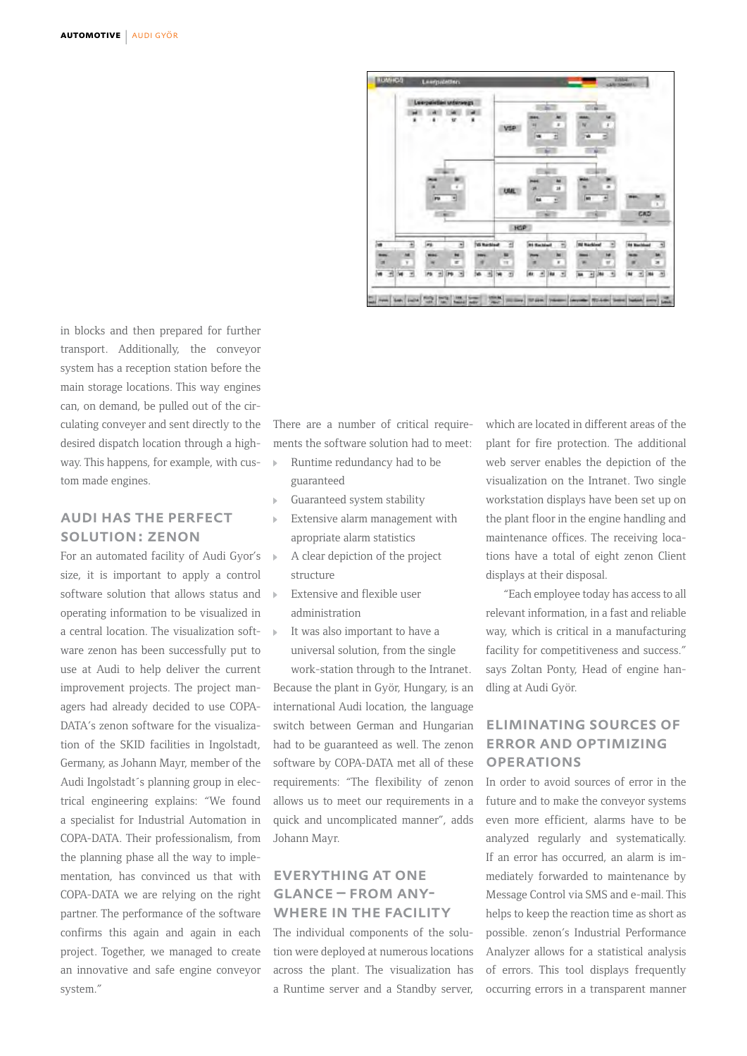in blocks and then prepared for further transport. Additionally, the conveyor system has a reception station before the main storage locations. This way engines can, on demand, be pulled out of the circulating conveyer and sent directly to the desired dispatch location through a highway. This happens, for example, with custom made engines.

## AUDI HAS THE PERFECT SOLUTION: ZENON

For an automated facility of Audi Gyor's size, it is important to apply a control software solution that allows status and operating information to be visualized in a central location. The visualization software zenon has been successfully put to use at Audi to help deliver the current improvement projects. The project managers had already decided to use COPA-DATA's zenon software for the visualization of the SKID facilities in Ingolstadt, Germany, as Johann Mayr, member of the Audi Ingolstadt´s planning group in electrical engineering explains: "We found a specialist for Industrial Automation in COPA-DATA. Their professionalism, from the planning phase all the way to implementation, has convinced us that with COPA-DATA we are relying on the right partner. The performance of the software confirms this again and again in each project. Together, we managed to create an innovative and safe engine conveyor system."

There are a number of critical requirements the software solution had to meet:

- Runtime redundancy had to be guaranteed
- Guaranteed system stability
- Extensive alarm management with apropriate alarm statistics
- A clear depiction of the project structure
- Extensive and flexible user administration
- It was also important to have a universal solution, from the single work-station through to the Intranet.

Because the plant in Györ, Hungary, is an international Audi location, the language switch between German and Hungarian had to be guaranteed as well. The zenon software by COPA-DATA met all of these requirements: "The flexibility of zenon allows us to meet our requirements in a quick and uncomplicated manner", adds Johann Mayr.

## EVERYTHING AT ONE GLANCE – FROM ANYWHERE IN THE FACILITY

The individual components of the solution were deployed at numerous locations across the plant. The visualization has a Runtime server and a Standby server, which are located in different areas of the plant for fire protection. The additional web server enables the depiction of the visualization on the Intranet. Two single workstation displays have been set up on the plant floor in the engine handling and maintenance offices. The receiving locations have a total of eight zenon Client displays at their disposal.

"Each employee today has access to all relevant information, in a fast and reliable way, which is critical in a manufacturing facility for competitiveness and success." says Zoltan Ponty, Head of engine handling at Audi Györ.

## ELIMINATING SOURCES OF ERROR AND OPTIMIZING OPERATIONS

In order to avoid sources of error in the future and to make the conveyor systems even more efficient, alarms have to be analyzed regularly and systematically. If an error has occurred, an alarm is immediately forwarded to maintenance by Message Control via SMS and e-mail. This helps to keep the reaction time as short as possible. zenon's Industrial Performance Analyzer allows for a statistical analysis of errors. This tool displays frequently occurring errors in a transparent manner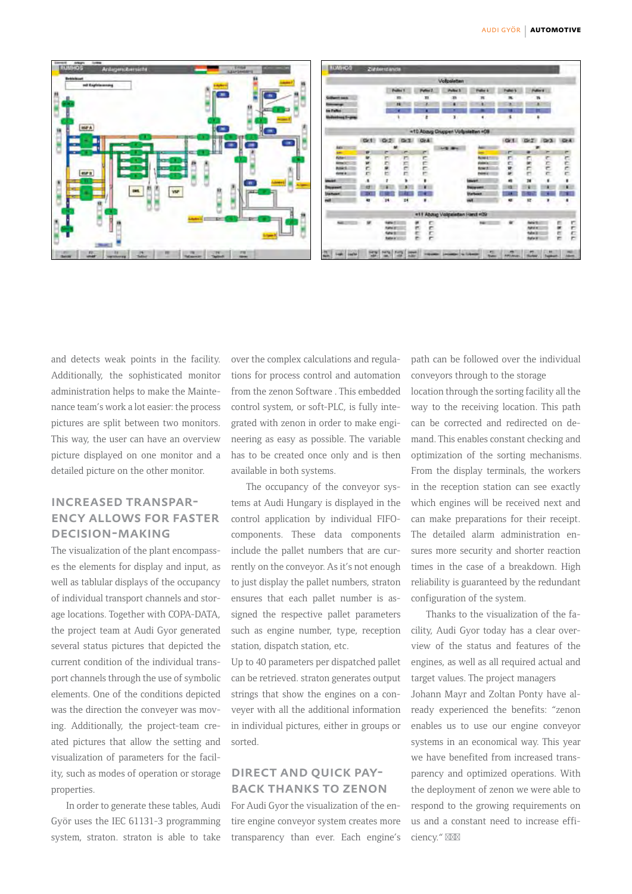and detects weak points in the facility. Additionally, the sophisticated monitor administration helps to make the Maintenance team's work a lot easier: the process pictures are split between two monitors. This way, the user can have an overview picture displayed on one monitor and a detailed picture on the other monitor.

## INCREASED TRANSPARENCY ALLOWS FOR FASTER DECISION-MAKING

The visualization of the plant encompasses the elements for display and input, as well as tablular displays of the occupancy of individual transport channels and storage locations. Together with COPA-DATA, the project team at Audi Gyor generated several status pictures that depicted the current condition of the individual transport channels through the use of symbolic elements. One of the conditions depicted was the direction the conveyer was moving. Additionally, the project-team created pictures that allow the setting and visualization of parameters for the facility, such as modes of operation or storage properties.

In order to generate these tables, Audi Györ uses the IEC 61131-3 programming system, straton. straton is able to take over the complex calculations and regulations for process control and automation from the zenon Software . This embedded control system, or soft-PLC, is fully integrated with zenon in order to make engineering as easy as possible. The variable has to be created once only and is then available in both systems.

The occupancy of the conveyor systems at Audi Hungary is displayed in the control application by individual FIFO-components. These data components include the pallet numbers that are currently on the conveyor. As it's not enough to just display the pallet numbers, straton ensures that each pallet number is assigned the respective pallet parameters such as engine number, type, reception station, dispatch station, etc. Up to 40 parameters per dispatched pallet can be retrieved. straton generates output strings that show the engines on a conveyer with all the additional information in individual pictures, either in groups or sorted.

## DIRECT AND QUICK PAYBACK THANKS TO ZENON

For Audi Gyor the visualization of the entire engine conveyor system creates more transparency than ever. Each engine's path can be followed over the individual conveyors through to the storage location through the sorting facility all the way to the receiving location. This path can be corrected and redirected on demand. This enables constant checking and optimization of the sorting mechanisms. From the display terminals, the workers in the reception station can see exactly which engines will be received next and can make preparations for their receipt. The detailed alarm administration ensures more security and shorter reaction times in the case of a breakdown. High reliability is guaranteed by the redundant configuration of the system.

Thanks to the visualization of the facility, Audi Gyor today has a clear overview of the status and features of the engines, as well as all required actual and target values. The project managers Johann Mayr and Zoltan Ponty have already experienced the benefits: "zenon enables us to use our engine conveyor systems in an economical way. This year we have benefited from increased transparency and optimized operations. With the deployment of zenon we were able to respond to the growing requirements on us and a constant need to increase efficiency."